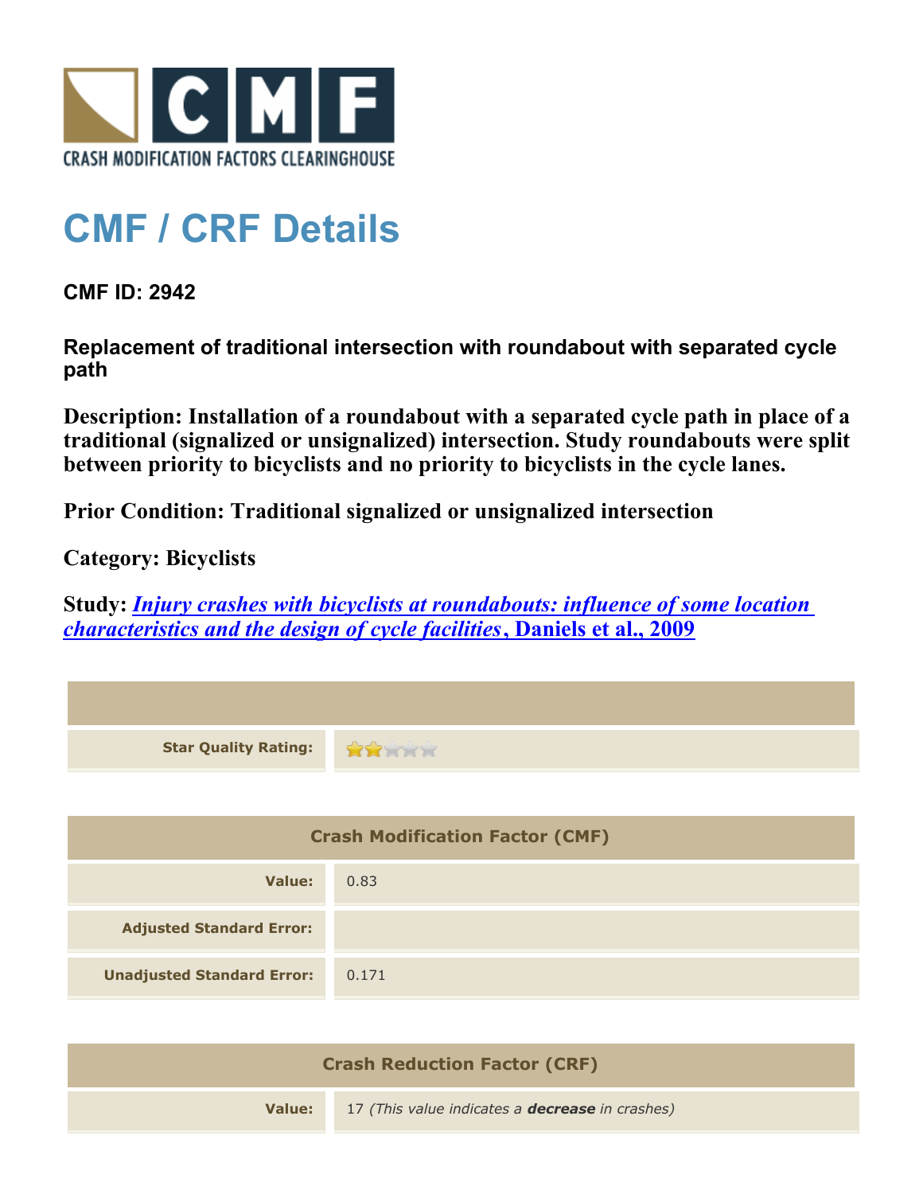# CMF / CRF Details

**CMF ID: 2942**

**Replacement of traditional intersection with roundabout with separated cycle path**

**Description: Installation of a roundabout with a separated cycle path in place of a traditional (signalized or unsignalized) intersection. Study roundabouts were split between priority to bicyclists and no priority to bicyclists in the cycle lanes.**

**Prior Condition: Traditional signalized or unsignalized intersection**

**Category: Bicyclists**

**Study: *Injury crashes with bicyclists at roundabouts: influence of some location characteristics and the design of cycle facilities*, Daniels et al., 2009**

| | |
|---|---|
| **Star Quality Rating:** | 2 of 5 stars |

| Crash Modification Factor (CMF) | |
|---|---|
| **Value:** | 0.83 |
| **Adjusted Standard Error:** | |
| **Unadjusted Standard Error:** | 0.171 |

| Crash Reduction Factor (CRF) | |
|---|---|
| **Value:** | 17 *(This value indicates a **decrease** in crashes)* |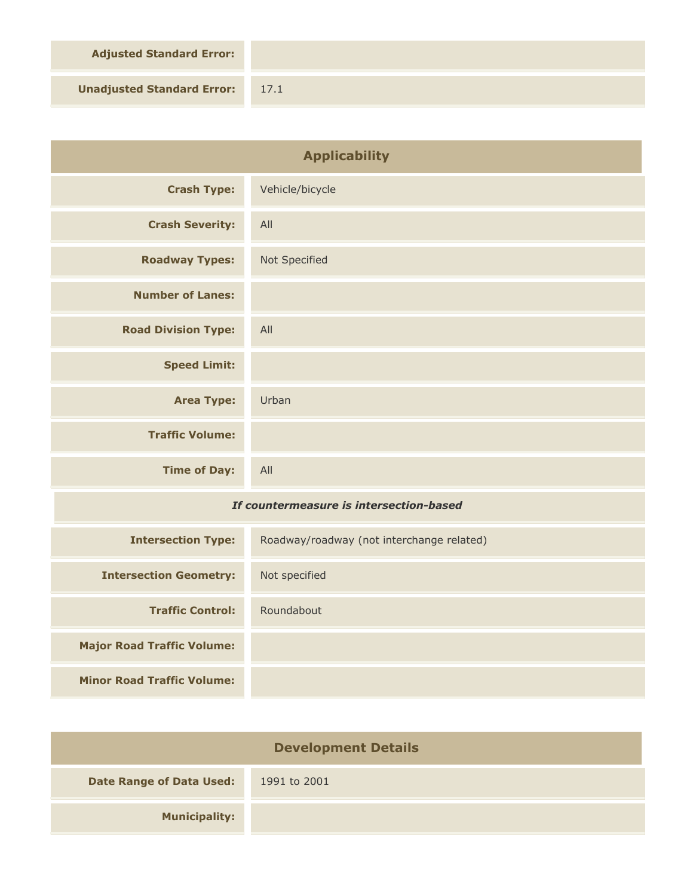| | |
|---|---|
| **Adjusted Standard Error:** | |
| **Unadjusted Standard Error:** | 17.1 |

## Applicability

| | |
|---|---|
| **Crash Type:** | Vehicle/bicycle |
| **Crash Severity:** | All |
| **Roadway Types:** | Not Specified |
| **Number of Lanes:** | |
| **Road Division Type:** | All |
| **Speed Limit:** | |
| **Area Type:** | Urban |
| **Traffic Volume:** | |
| **Time of Day:** | All |

***If countermeasure is intersection-based***

| | |
|---|---|
| **Intersection Type:** | Roadway/roadway (not interchange related) |
| **Intersection Geometry:** | Not specified |
| **Traffic Control:** | Roundabout |
| **Major Road Traffic Volume:** | |
| **Minor Road Traffic Volume:** | |

## Development Details

| | |
|---|---|
| **Date Range of Data Used:** | 1991 to 2001 |
| **Municipality:** | |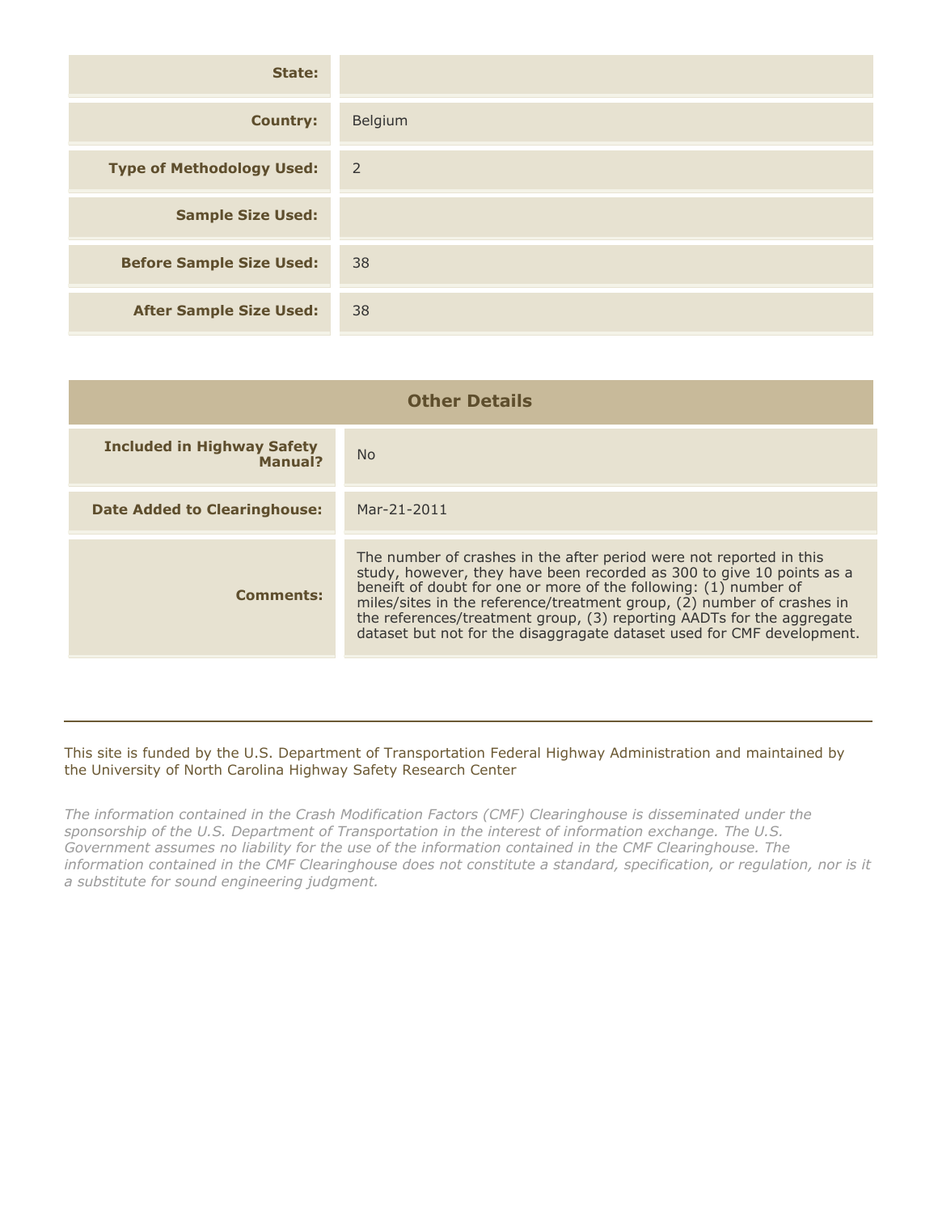| | |
|---|---|
| **State:** | |
| **Country:** | Belgium |
| **Type of Methodology Used:** | 2 |
| **Sample Size Used:** | |
| **Before Sample Size Used:** | 38 |
| **After Sample Size Used:** | 38 |

## Other Details

| | |
|---|---|
| **Included in Highway Safety Manual?** | No |
| **Date Added to Clearinghouse:** | Mar-21-2011 |
| **Comments:** | The number of crashes in the after period were not reported in this study, however, they have been recorded as 300 to give 10 points as a beneift of doubt for one or more of the following: (1) number of miles/sites in the reference/treatment group, (2) number of crashes in the references/treatment group, (3) reporting AADTs for the aggregate dataset but not for the disaggragate dataset used for CMF development. |

---

This site is funded by the U.S. Department of Transportation Federal Highway Administration and maintained by the University of North Carolina Highway Safety Research Center

*The information contained in the Crash Modification Factors (CMF) Clearinghouse is disseminated under the sponsorship of the U.S. Department of Transportation in the interest of information exchange. The U.S. Government assumes no liability for the use of the information contained in the CMF Clearinghouse. The information contained in the CMF Clearinghouse does not constitute a standard, specification, or regulation, nor is it a substitute for sound engineering judgment.*